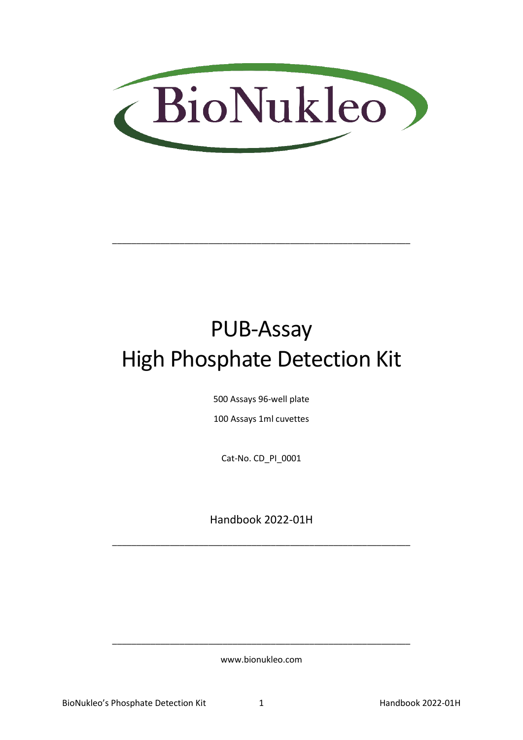BioNukleo

---

# PUB-Assay
# High Phosphate Detection Kit

500 Assays 96-well plate

100 Assays 1ml cuvettes

Cat-No. CD_PI_0001

Handbook 2022-01H

---

www.bionukleo.com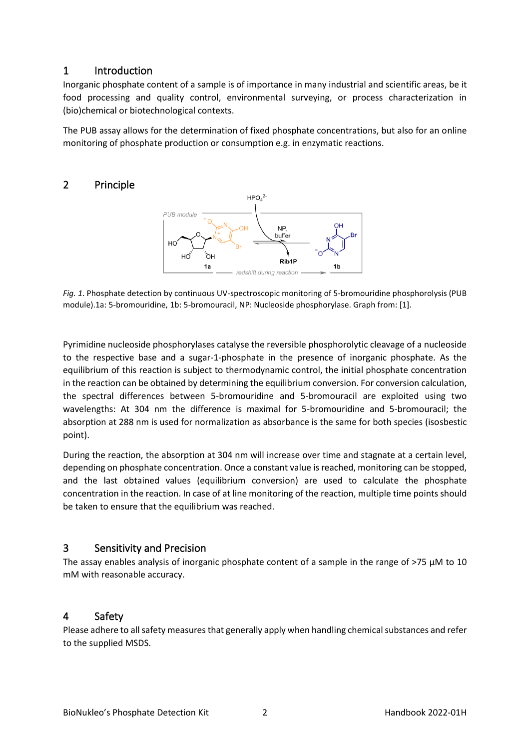## 1 Introduction

Inorganic phosphate content of a sample is of importance in many industrial and scientific areas, be it food processing and quality control, environmental surveying, or process characterization in (bio)chemical or biotechnological contexts.

The PUB assay allows for the determination of fixed phosphate concentrations, but also for an online monitoring of phosphate production or consumption e.g. in enzymatic reactions.

## 2 Principle

*Fig. 1*. Phosphate detection by continuous UV-spectroscopic monitoring of 5-bromouridine phosphorolysis (PUB module).1a: 5-bromouridine, 1b: 5-bromouracil, NP: Nucleoside phosphorylase. Graph from: [1].

Pyrimidine nucleoside phosphorylases catalyse the reversible phosphorolytic cleavage of a nucleoside to the respective base and a sugar-1-phosphate in the presence of inorganic phosphate. As the equilibrium of this reaction is subject to thermodynamic control, the initial phosphate concentration in the reaction can be obtained by determining the equilibrium conversion. For conversion calculation, the spectral differences between 5-bromouridine and 5-bromouracil are exploited using two wavelengths: At 304 nm the difference is maximal for 5-bromouridine and 5-bromouracil; the absorption at 288 nm is used for normalization as absorbance is the same for both species (isosbestic point).

During the reaction, the absorption at 304 nm will increase over time and stagnate at a certain level, depending on phosphate concentration. Once a constant value is reached, monitoring can be stopped, and the last obtained values (equilibrium conversion) are used to calculate the phosphate concentration in the reaction. In case of at line monitoring of the reaction, multiple time points should be taken to ensure that the equilibrium was reached.

## 3 Sensitivity and Precision

The assay enables analysis of inorganic phosphate content of a sample in the range of >75 µM to 10 mM with reasonable accuracy.

## 4 Safety

Please adhere to all safety measures that generally apply when handling chemical substances and refer to the supplied MSDS.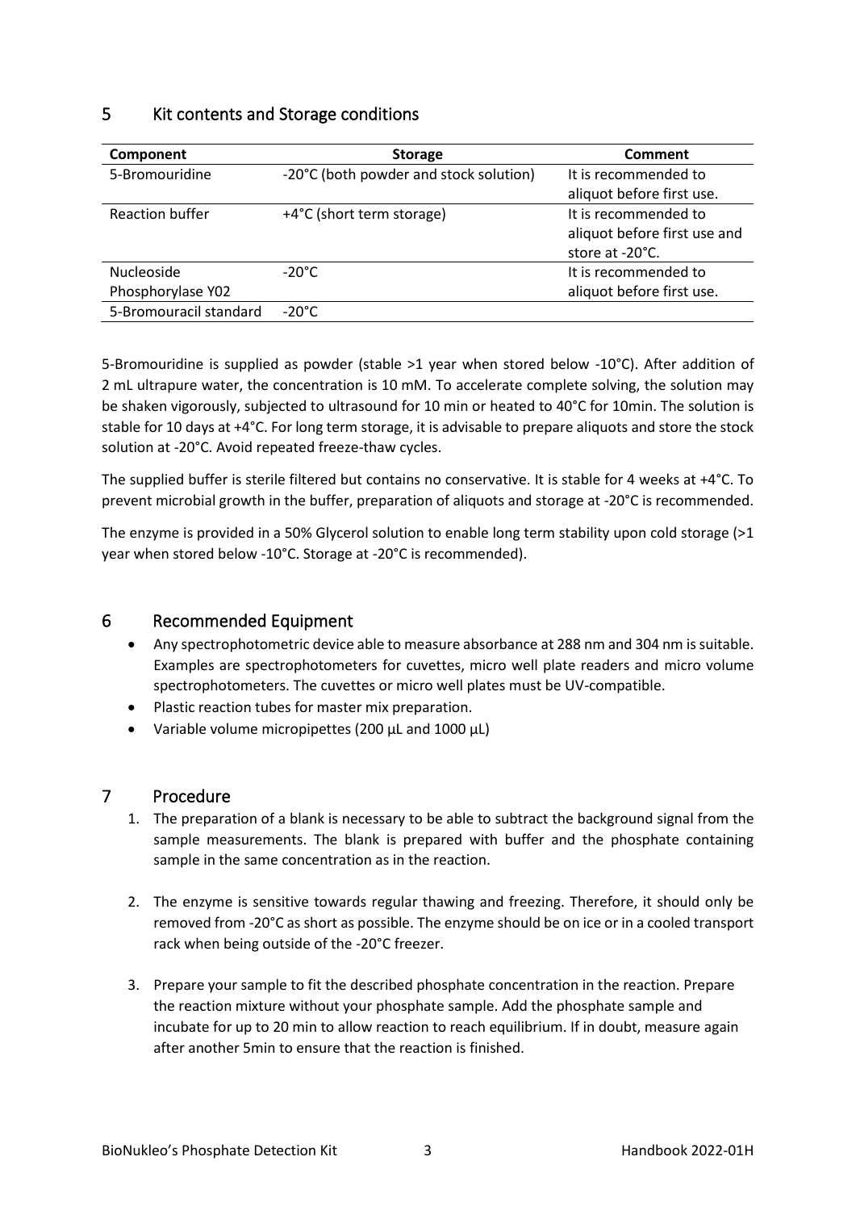## 5 Kit contents and Storage conditions

| Component | Storage | Comment |
|---|---|---|
| 5-Bromouridine | -20°C (both powder and stock solution) | It is recommended to aliquot before first use. |
| Reaction buffer | +4°C (short term storage) | It is recommended to aliquot before first use and store at -20°C. |
| Nucleoside Phosphorylase Y02 | -20°C | It is recommended to aliquot before first use. |
| 5-Bromouracil standard | -20°C | |

5-Bromouridine is supplied as powder (stable >1 year when stored below -10°C). After addition of 2 mL ultrapure water, the concentration is 10 mM. To accelerate complete solving, the solution may be shaken vigorously, subjected to ultrasound for 10 min or heated to 40°C for 10min. The solution is stable for 10 days at +4°C. For long term storage, it is advisable to prepare aliquots and store the stock solution at -20°C. Avoid repeated freeze-thaw cycles.

The supplied buffer is sterile filtered but contains no conservative. It is stable for 4 weeks at +4°C. To prevent microbial growth in the buffer, preparation of aliquots and storage at -20°C is recommended.

The enzyme is provided in a 50% Glycerol solution to enable long term stability upon cold storage (>1 year when stored below -10°C. Storage at -20°C is recommended).

## 6 Recommended Equipment

- Any spectrophotometric device able to measure absorbance at 288 nm and 304 nm is suitable. Examples are spectrophotometers for cuvettes, micro well plate readers and micro volume spectrophotometers. The cuvettes or micro well plates must be UV-compatible.
- Plastic reaction tubes for master mix preparation.
- Variable volume micropipettes (200 µL and 1000 µL)

## 7 Procedure

1. The preparation of a blank is necessary to be able to subtract the background signal from the sample measurements. The blank is prepared with buffer and the phosphate containing sample in the same concentration as in the reaction.

2. The enzyme is sensitive towards regular thawing and freezing. Therefore, it should only be removed from -20°C as short as possible. The enzyme should be on ice or in a cooled transport rack when being outside of the -20°C freezer.

3. Prepare your sample to fit the described phosphate concentration in the reaction. Prepare the reaction mixture without your phosphate sample. Add the phosphate sample and incubate for up to 20 min to allow reaction to reach equilibrium. If in doubt, measure again after another 5min to ensure that the reaction is finished.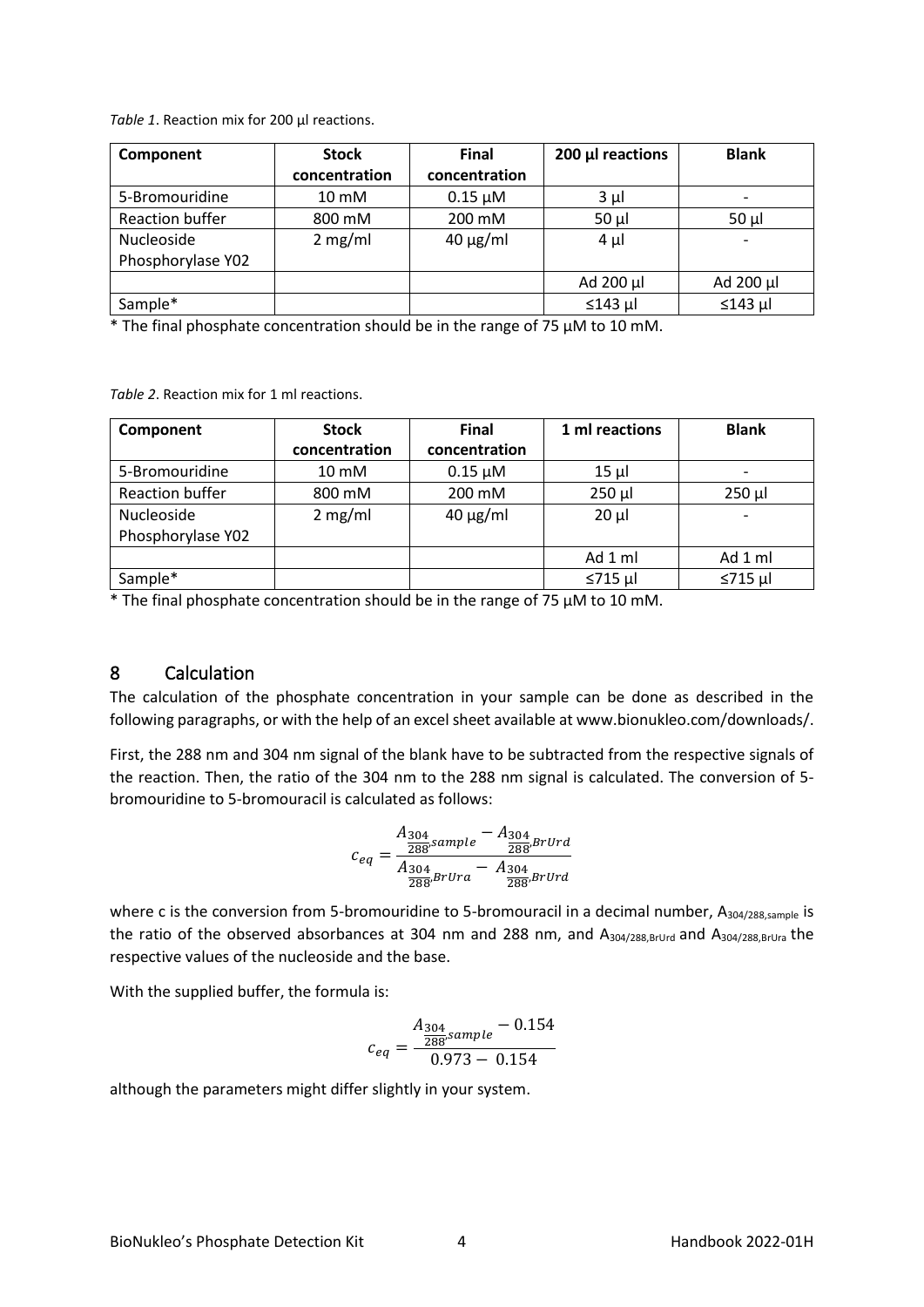*Table 1*. Reaction mix for 200 µl reactions.

| Component | Stock concentration | Final concentration | 200 µl reactions | Blank |
|---|---|---|---|---|
| 5-Bromouridine | 10 mM | 0.15 µM | 3 µl | - |
| Reaction buffer | 800 mM | 200 mM | 50 µl | 50 µl |
| Nucleoside Phosphorylase Y02 | 2 mg/ml | 40 µg/ml | 4 µl | - |
| | | | Ad 200 µl | Ad 200 µl |
| Sample* | | | ≤143 µl | ≤143 µl |

* The final phosphate concentration should be in the range of 75 µM to 10 mM.

*Table 2*. Reaction mix for 1 ml reactions.

| Component | Stock concentration | Final concentration | 1 ml reactions | Blank |
|---|---|---|---|---|
| 5-Bromouridine | 10 mM | 0.15 µM | 15 µl | - |
| Reaction buffer | 800 mM | 200 mM | 250 µl | 250 µl |
| Nucleoside Phosphorylase Y02 | 2 mg/ml | 40 µg/ml | 20 µl | - |
| | | | Ad 1 ml | Ad 1 ml |
| Sample* | | | ≤715 µl | ≤715 µl |

* The final phosphate concentration should be in the range of 75 µM to 10 mM.

## 8 Calculation

The calculation of the phosphate concentration in your sample can be done as described in the following paragraphs, or with the help of an excel sheet available at www.bionukleo.com/downloads/.

First, the 288 nm and 304 nm signal of the blank have to be subtracted from the respective signals of the reaction. Then, the ratio of the 304 nm to the 288 nm signal is calculated. The conversion of 5-bromouridine to 5-bromouracil is calculated as follows:

$$c_{eq} = \frac{A_{\frac{304}{288},sample} - A_{\frac{304}{288},BrUrd}}{A_{\frac{304}{288},BrUra} - A_{\frac{304}{288},BrUrd}}$$

where c is the conversion from 5-bromouridine to 5-bromouracil in a decimal number, $A_{304/288,sample}$ is the ratio of the observed absorbances at 304 nm and 288 nm, and $A_{304/288,BrUrd}$ and $A_{304/288,BrUra}$ the respective values of the nucleoside and the base.

With the supplied buffer, the formula is:

$$c_{eq} = \frac{A_{\frac{304}{288},sample} - 0.154}{0.973 - 0.154}$$

although the parameters might differ slightly in your system.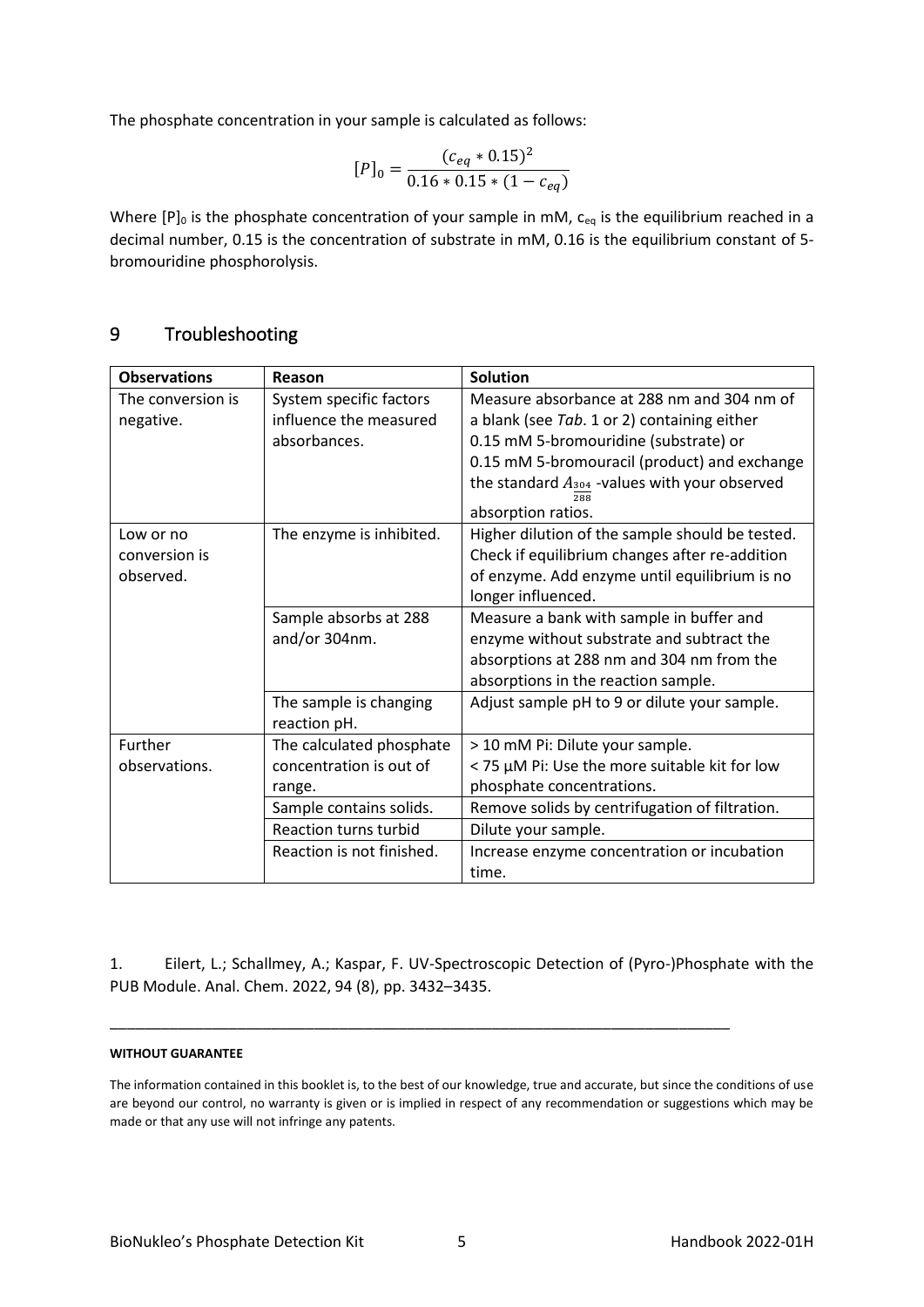The phosphate concentration in your sample is calculated as follows:

$$[P]_0 = \frac{(c_{eq} * 0.15)^2}{0.16 * 0.15 * (1 - c_{eq})}$$

Where $[P]_0$ is the phosphate concentration of your sample in mM, $c_{eq}$ is the equilibrium reached in a decimal number, 0.15 is the concentration of substrate in mM, 0.16 is the equilibrium constant of 5-bromouridine phosphorolysis.

## 9 Troubleshooting

| **Observations** | **Reason** | **Solution** |
|---|---|---|
| The conversion is negative. | System specific factors influence the measured absorbances. | Measure absorbance at 288 nm and 304 nm of a blank (see *Tab*. 1 or 2) containing either 0.15 mM 5-bromouridine (substrate) or 0.15 mM 5-bromouracil (product) and exchange the standard $A_{\frac{304}{288}}$ -values with your observed absorption ratios. |
| Low or no conversion is observed. | The enzyme is inhibited. | Higher dilution of the sample should be tested. Check if equilibrium changes after re-addition of enzyme. Add enzyme until equilibrium is no longer influenced. |
| | Sample absorbs at 288 and/or 304nm. | Measure a bank with sample in buffer and enzyme without substrate and subtract the absorptions at 288 nm and 304 nm from the absorptions in the reaction sample. |
| | The sample is changing reaction pH. | Adjust sample pH to 9 or dilute your sample. |
| Further observations. | The calculated phosphate concentration is out of range. | > 10 mM Pi: Dilute your sample.<br>< 75 µM Pi: Use the more suitable kit for low phosphate concentrations. |
| | Sample contains solids. | Remove solids by centrifugation of filtration. |
| | Reaction turns turbid | Dilute your sample. |
| | Reaction is not finished. | Increase enzyme concentration or incubation time. |

1. Eilert, L.; Schallmey, A.; Kaspar, F. UV-Spectroscopic Detection of (Pyro-)Phosphate with the PUB Module. Anal. Chem. 2022, 94 (8), pp. 3432–3435.

---

**WITHOUT GUARANTEE**

The information contained in this booklet is, to the best of our knowledge, true and accurate, but since the conditions of use are beyond our control, no warranty is given or is implied in respect of any recommendation or suggestions which may be made or that any use will not infringe any patents.